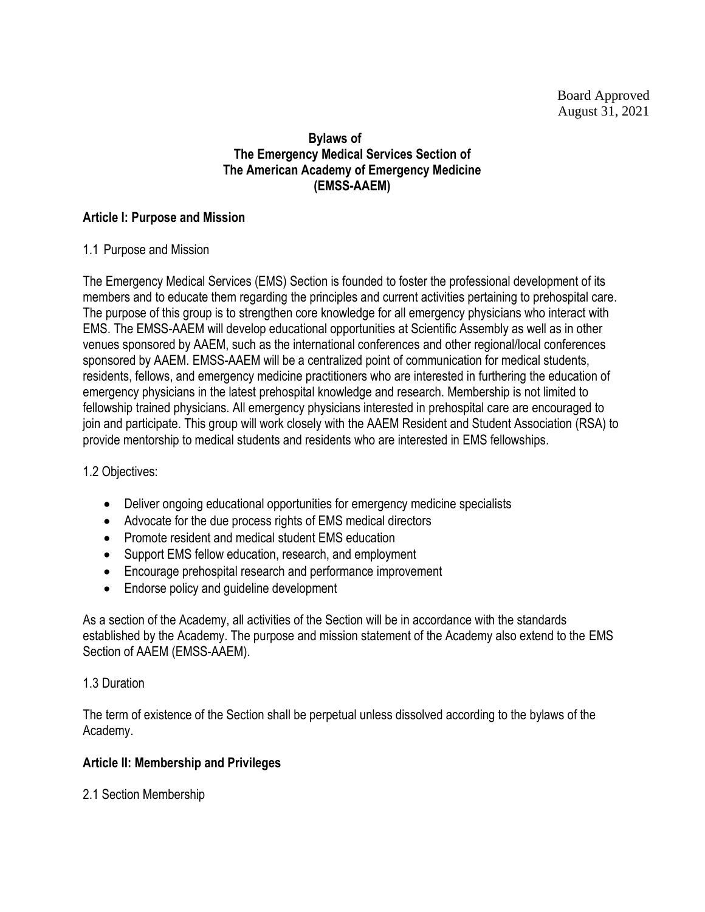Board Approved
August 31, 2021

# Bylaws of The Emergency Medical Services Section of The American Academy of Emergency Medicine (EMSS-AAEM)

## Article I: Purpose and Mission

1.1 Purpose and Mission

The Emergency Medical Services (EMS) Section is founded to foster the professional development of its members and to educate them regarding the principles and current activities pertaining to prehospital care. The purpose of this group is to strengthen core knowledge for all emergency physicians who interact with EMS. The EMSS-AAEM will develop educational opportunities at Scientific Assembly as well as in other venues sponsored by AAEM, such as the international conferences and other regional/local conferences sponsored by AAEM. EMSS-AAEM will be a centralized point of communication for medical students, residents, fellows, and emergency medicine practitioners who are interested in furthering the education of emergency physicians in the latest prehospital knowledge and research. Membership is not limited to fellowship trained physicians. All emergency physicians interested in prehospital care are encouraged to join and participate. This group will work closely with the AAEM Resident and Student Association (RSA) to provide mentorship to medical students and residents who are interested in EMS fellowships.

1.2 Objectives:

- Deliver ongoing educational opportunities for emergency medicine specialists
- Advocate for the due process rights of EMS medical directors
- Promote resident and medical student EMS education
- Support EMS fellow education, research, and employment
- Encourage prehospital research and performance improvement
- Endorse policy and guideline development

As a section of the Academy, all activities of the Section will be in accordance with the standards established by the Academy. The purpose and mission statement of the Academy also extend to the EMS Section of AAEM (EMSS-AAEM).

1.3 Duration

The term of existence of the Section shall be perpetual unless dissolved according to the bylaws of the Academy.

## Article II: Membership and Privileges

2.1 Section Membership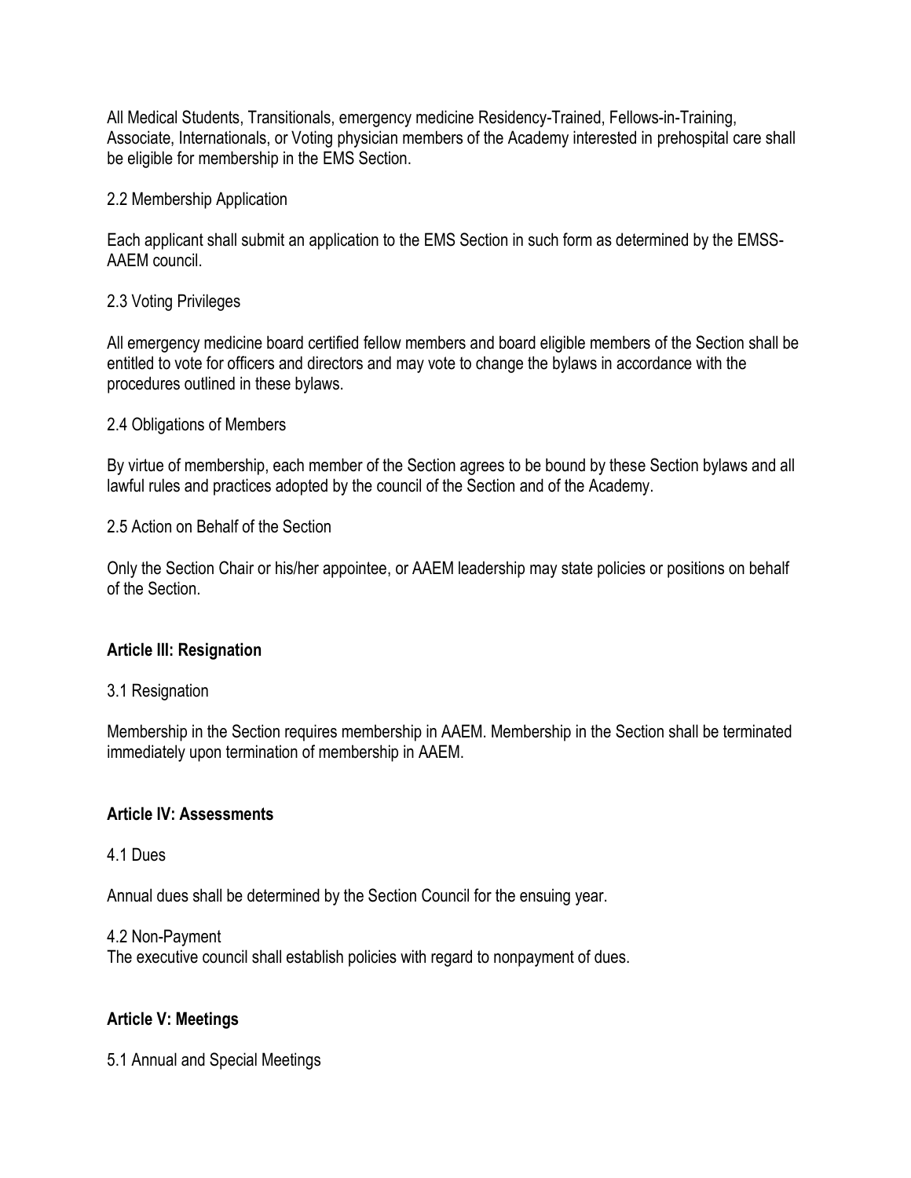All Medical Students, Transitionals, emergency medicine Residency-Trained, Fellows-in-Training, Associate, Internationals, or Voting physician members of the Academy interested in prehospital care shall be eligible for membership in the EMS Section.

2.2 Membership Application

Each applicant shall submit an application to the EMS Section in such form as determined by the EMSS-AAEM council.

2.3 Voting Privileges

All emergency medicine board certified fellow members and board eligible members of the Section shall be entitled to vote for officers and directors and may vote to change the bylaws in accordance with the procedures outlined in these bylaws.

2.4 Obligations of Members

By virtue of membership, each member of the Section agrees to be bound by these Section bylaws and all lawful rules and practices adopted by the council of the Section and of the Academy.

2.5 Action on Behalf of the Section

Only the Section Chair or his/her appointee, or AAEM leadership may state policies or positions on behalf of the Section.

## Article III: Resignation

3.1 Resignation

Membership in the Section requires membership in AAEM. Membership in the Section shall be terminated immediately upon termination of membership in AAEM.

## Article IV: Assessments

4.1 Dues

Annual dues shall be determined by the Section Council for the ensuing year.

4.2 Non-Payment

The executive council shall establish policies with regard to nonpayment of dues.

## Article V: Meetings

5.1 Annual and Special Meetings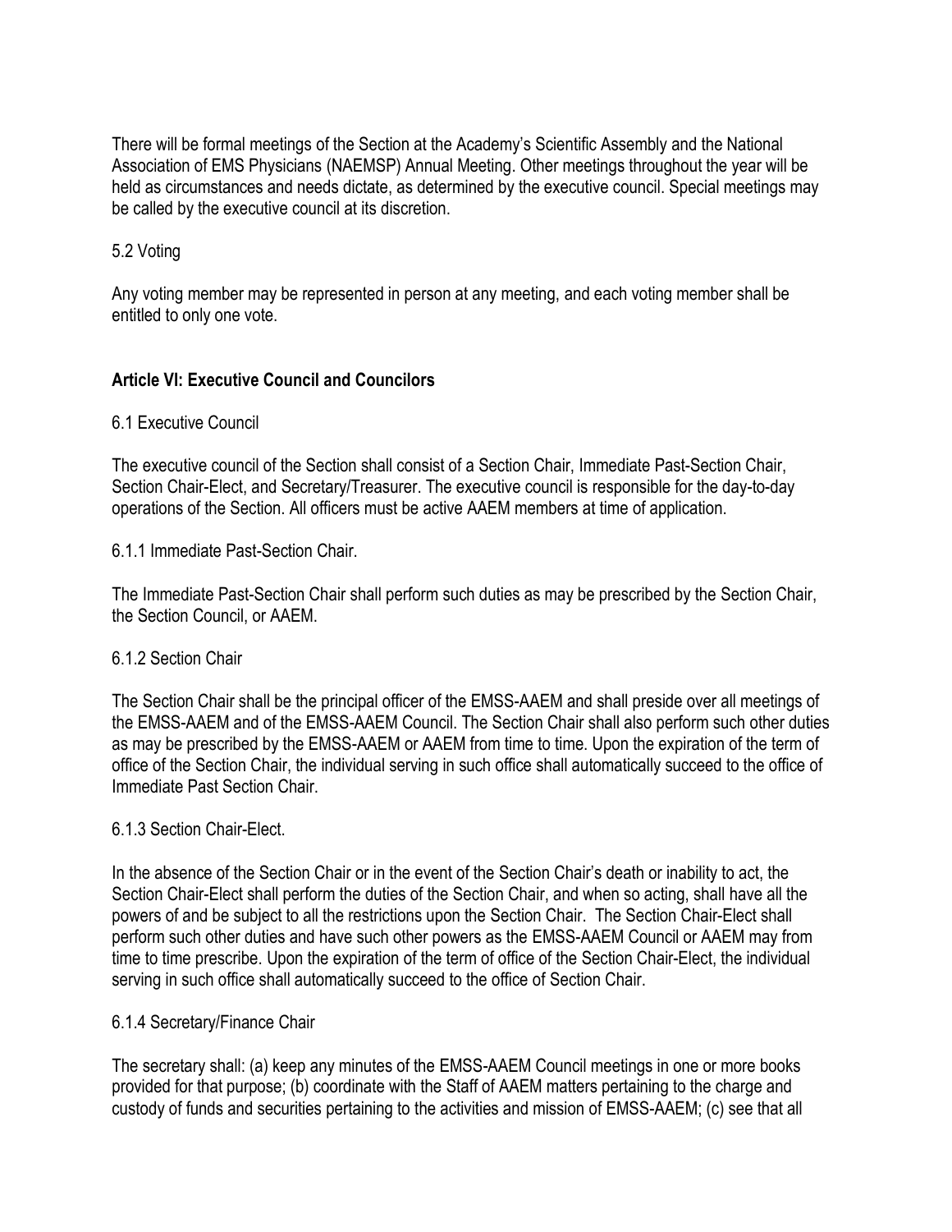There will be formal meetings of the Section at the Academy's Scientific Assembly and the National Association of EMS Physicians (NAEMSP) Annual Meeting. Other meetings throughout the year will be held as circumstances and needs dictate, as determined by the executive council. Special meetings may be called by the executive council at its discretion.

5.2 Voting

Any voting member may be represented in person at any meeting, and each voting member shall be entitled to only one vote.

## Article VI: Executive Council and Councilors

6.1 Executive Council

The executive council of the Section shall consist of a Section Chair, Immediate Past-Section Chair, Section Chair-Elect, and Secretary/Treasurer. The executive council is responsible for the day-to-day operations of the Section. All officers must be active AAEM members at time of application.

6.1.1 Immediate Past-Section Chair.

The Immediate Past-Section Chair shall perform such duties as may be prescribed by the Section Chair, the Section Council, or AAEM.

6.1.2 Section Chair

The Section Chair shall be the principal officer of the EMSS-AAEM and shall preside over all meetings of the EMSS-AAEM and of the EMSS-AAEM Council. The Section Chair shall also perform such other duties as may be prescribed by the EMSS-AAEM or AAEM from time to time. Upon the expiration of the term of office of the Section Chair, the individual serving in such office shall automatically succeed to the office of Immediate Past Section Chair.

6.1.3 Section Chair-Elect.

In the absence of the Section Chair or in the event of the Section Chair's death or inability to act, the Section Chair-Elect shall perform the duties of the Section Chair, and when so acting, shall have all the powers of and be subject to all the restrictions upon the Section Chair. The Section Chair-Elect shall perform such other duties and have such other powers as the EMSS-AAEM Council or AAEM may from time to time prescribe. Upon the expiration of the term of office of the Section Chair-Elect, the individual serving in such office shall automatically succeed to the office of Section Chair.

6.1.4 Secretary/Finance Chair

The secretary shall: (a) keep any minutes of the EMSS-AAEM Council meetings in one or more books provided for that purpose; (b) coordinate with the Staff of AAEM matters pertaining to the charge and custody of funds and securities pertaining to the activities and mission of EMSS-AAEM; (c) see that all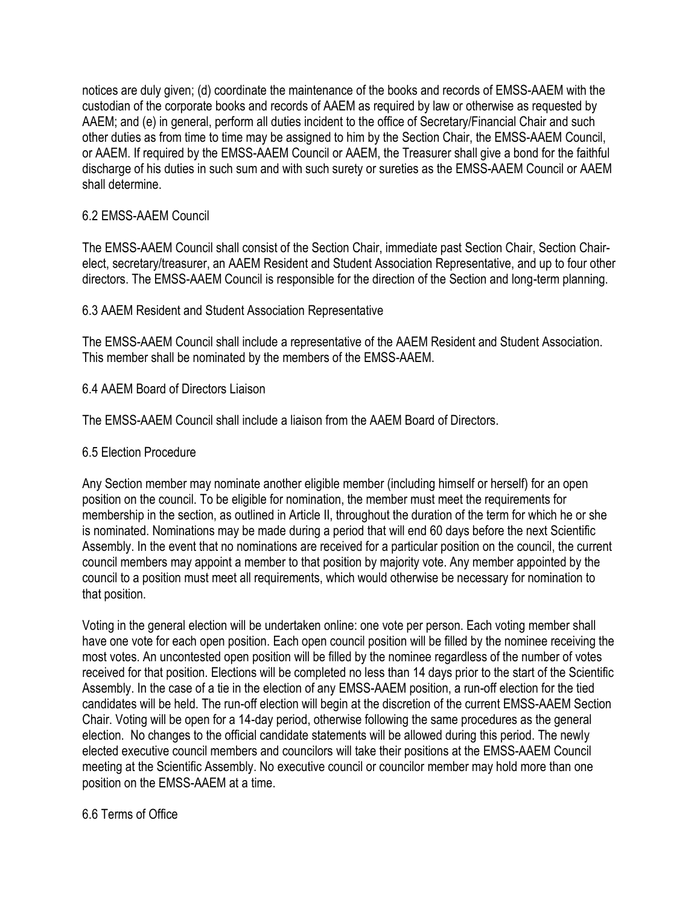notices are duly given; (d) coordinate the maintenance of the books and records of EMSS-AAEM with the custodian of the corporate books and records of AAEM as required by law or otherwise as requested by AAEM; and (e) in general, perform all duties incident to the office of Secretary/Financial Chair and such other duties as from time to time may be assigned to him by the Section Chair, the EMSS-AAEM Council, or AAEM. If required by the EMSS-AAEM Council or AAEM, the Treasurer shall give a bond for the faithful discharge of his duties in such sum and with such surety or sureties as the EMSS-AAEM Council or AAEM shall determine.

### 6.2 EMSS-AAEM Council

The EMSS-AAEM Council shall consist of the Section Chair, immediate past Section Chair, Section Chair-elect, secretary/treasurer, an AAEM Resident and Student Association Representative, and up to four other directors. The EMSS-AAEM Council is responsible for the direction of the Section and long-term planning.

### 6.3 AAEM Resident and Student Association Representative

The EMSS-AAEM Council shall include a representative of the AAEM Resident and Student Association. This member shall be nominated by the members of the EMSS-AAEM.

### 6.4 AAEM Board of Directors Liaison

The EMSS-AAEM Council shall include a liaison from the AAEM Board of Directors.

### 6.5 Election Procedure

Any Section member may nominate another eligible member (including himself or herself) for an open position on the council. To be eligible for nomination, the member must meet the requirements for membership in the section, as outlined in Article II, throughout the duration of the term for which he or she is nominated. Nominations may be made during a period that will end 60 days before the next Scientific Assembly. In the event that no nominations are received for a particular position on the council, the current council members may appoint a member to that position by majority vote. Any member appointed by the council to a position must meet all requirements, which would otherwise be necessary for nomination to that position.

Voting in the general election will be undertaken online: one vote per person. Each voting member shall have one vote for each open position. Each open council position will be filled by the nominee receiving the most votes. An uncontested open position will be filled by the nominee regardless of the number of votes received for that position. Elections will be completed no less than 14 days prior to the start of the Scientific Assembly. In the case of a tie in the election of any EMSS-AAEM position, a run-off election for the tied candidates will be held. The run-off election will begin at the discretion of the current EMSS-AAEM Section Chair. Voting will be open for a 14-day period, otherwise following the same procedures as the general election. No changes to the official candidate statements will be allowed during this period. The newly elected executive council members and councilors will take their positions at the EMSS-AAEM Council meeting at the Scientific Assembly. No executive council or councilor member may hold more than one position on the EMSS-AAEM at a time.

### 6.6 Terms of Office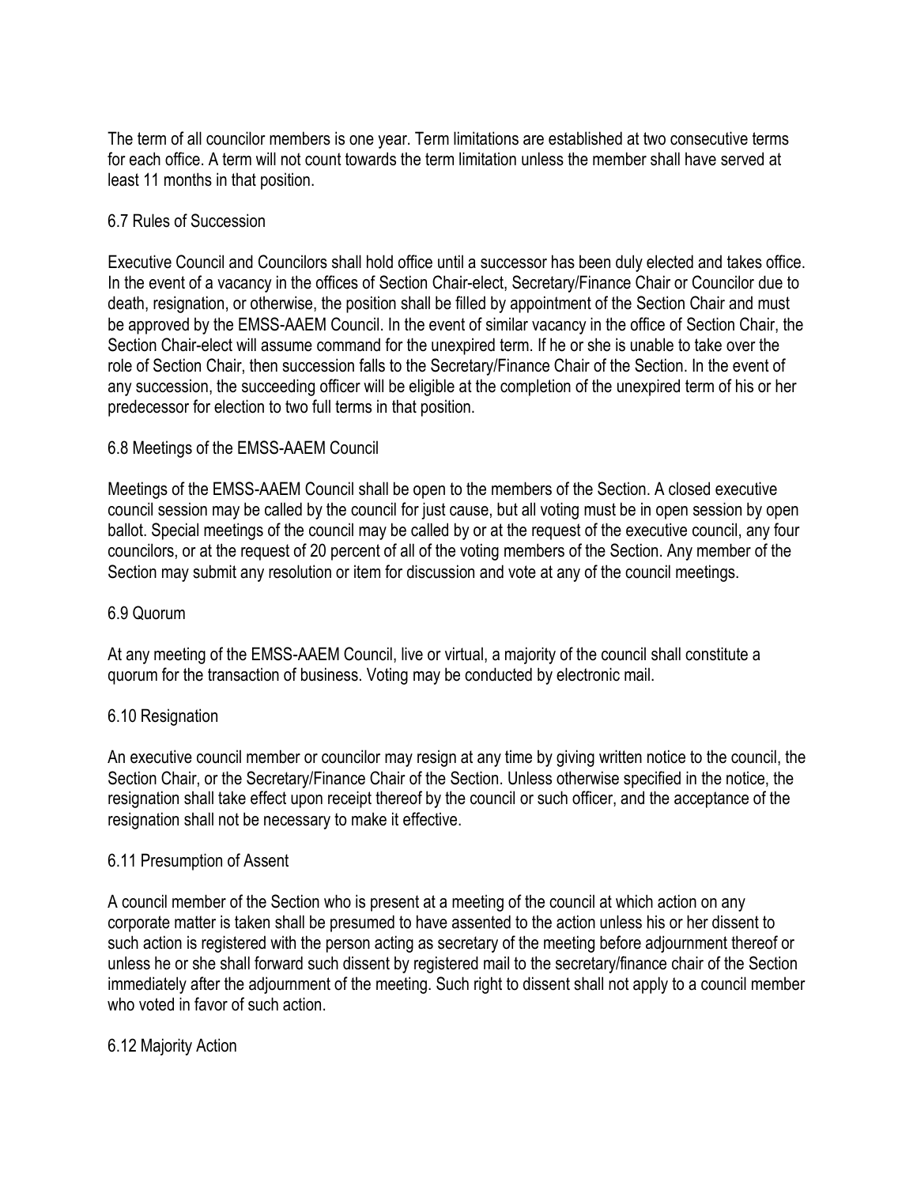The term of all councilor members is one year. Term limitations are established at two consecutive terms for each office. A term will not count towards the term limitation unless the member shall have served at least 11 months in that position.

### 6.7 Rules of Succession

Executive Council and Councilors shall hold office until a successor has been duly elected and takes office. In the event of a vacancy in the offices of Section Chair-elect, Secretary/Finance Chair or Councilor due to death, resignation, or otherwise, the position shall be filled by appointment of the Section Chair and must be approved by the EMSS-AAEM Council. In the event of similar vacancy in the office of Section Chair, the Section Chair-elect will assume command for the unexpired term. If he or she is unable to take over the role of Section Chair, then succession falls to the Secretary/Finance Chair of the Section. In the event of any succession, the succeeding officer will be eligible at the completion of the unexpired term of his or her predecessor for election to two full terms in that position.

### 6.8 Meetings of the EMSS-AAEM Council

Meetings of the EMSS-AAEM Council shall be open to the members of the Section. A closed executive council session may be called by the council for just cause, but all voting must be in open session by open ballot. Special meetings of the council may be called by or at the request of the executive council, any four councilors, or at the request of 20 percent of all of the voting members of the Section. Any member of the Section may submit any resolution or item for discussion and vote at any of the council meetings.

### 6.9 Quorum

At any meeting of the EMSS-AAEM Council, live or virtual, a majority of the council shall constitute a quorum for the transaction of business. Voting may be conducted by electronic mail.

### 6.10 Resignation

An executive council member or councilor may resign at any time by giving written notice to the council, the Section Chair, or the Secretary/Finance Chair of the Section. Unless otherwise specified in the notice, the resignation shall take effect upon receipt thereof by the council or such officer, and the acceptance of the resignation shall not be necessary to make it effective.

### 6.11 Presumption of Assent

A council member of the Section who is present at a meeting of the council at which action on any corporate matter is taken shall be presumed to have assented to the action unless his or her dissent to such action is registered with the person acting as secretary of the meeting before adjournment thereof or unless he or she shall forward such dissent by registered mail to the secretary/finance chair of the Section immediately after the adjournment of the meeting. Such right to dissent shall not apply to a council member who voted in favor of such action.

### 6.12 Majority Action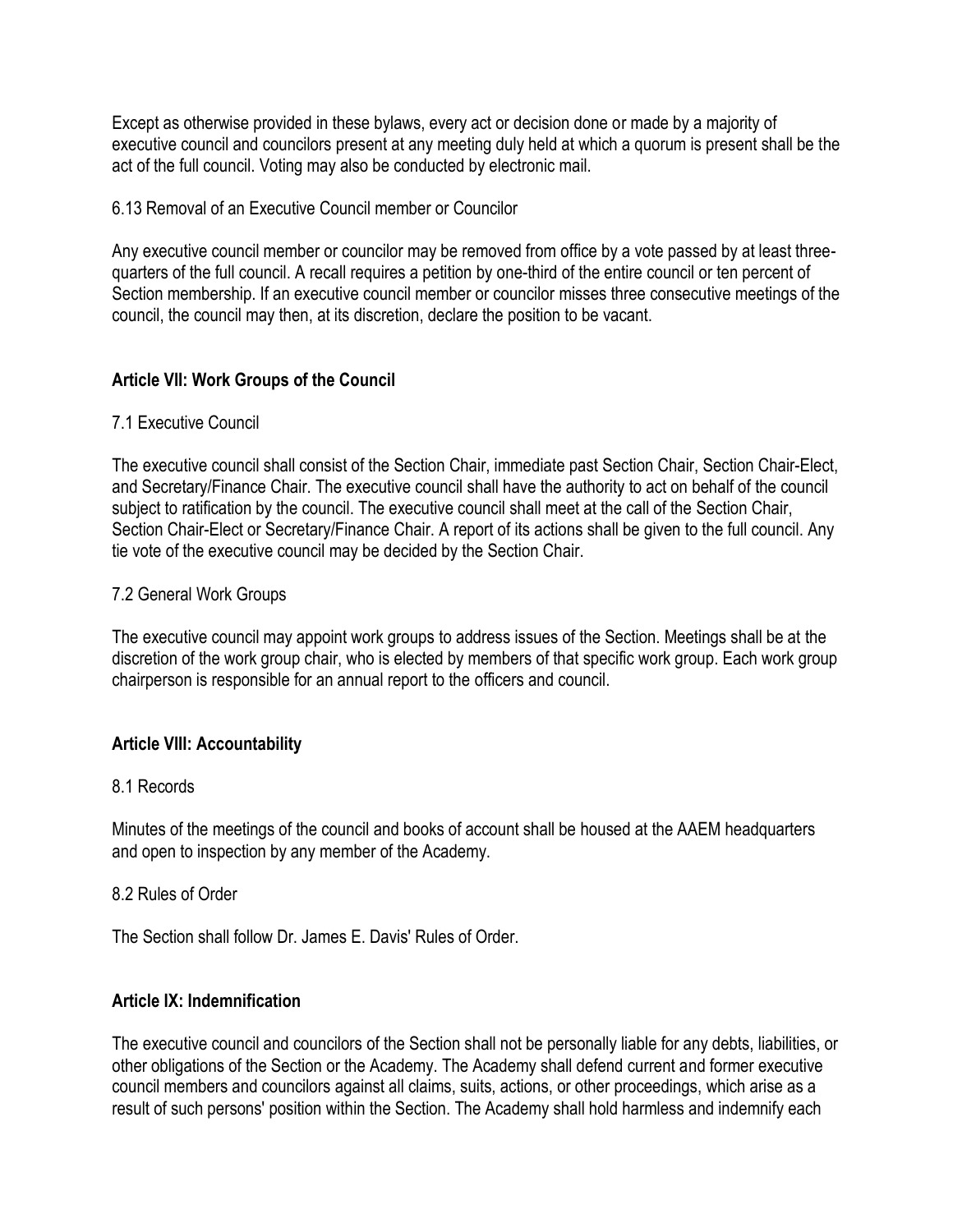Except as otherwise provided in these bylaws, every act or decision done or made by a majority of executive council and councilors present at any meeting duly held at which a quorum is present shall be the act of the full council. Voting may also be conducted by electronic mail.

6.13 Removal of an Executive Council member or Councilor

Any executive council member or councilor may be removed from office by a vote passed by at least three-quarters of the full council. A recall requires a petition by one-third of the entire council or ten percent of Section membership. If an executive council member or councilor misses three consecutive meetings of the council, the council may then, at its discretion, declare the position to be vacant.

## Article VII: Work Groups of the Council

7.1 Executive Council

The executive council shall consist of the Section Chair, immediate past Section Chair, Section Chair-Elect, and Secretary/Finance Chair. The executive council shall have the authority to act on behalf of the council subject to ratification by the council. The executive council shall meet at the call of the Section Chair, Section Chair-Elect or Secretary/Finance Chair. A report of its actions shall be given to the full council. Any tie vote of the executive council may be decided by the Section Chair.

7.2 General Work Groups

The executive council may appoint work groups to address issues of the Section. Meetings shall be at the discretion of the work group chair, who is elected by members of that specific work group. Each work group chairperson is responsible for an annual report to the officers and council.

## Article VIII: Accountability

8.1 Records

Minutes of the meetings of the council and books of account shall be housed at the AAEM headquarters and open to inspection by any member of the Academy.

8.2 Rules of Order

The Section shall follow Dr. James E. Davis' Rules of Order.

## Article IX: Indemnification

The executive council and councilors of the Section shall not be personally liable for any debts, liabilities, or other obligations of the Section or the Academy. The Academy shall defend current and former executive council members and councilors against all claims, suits, actions, or other proceedings, which arise as a result of such persons' position within the Section. The Academy shall hold harmless and indemnify each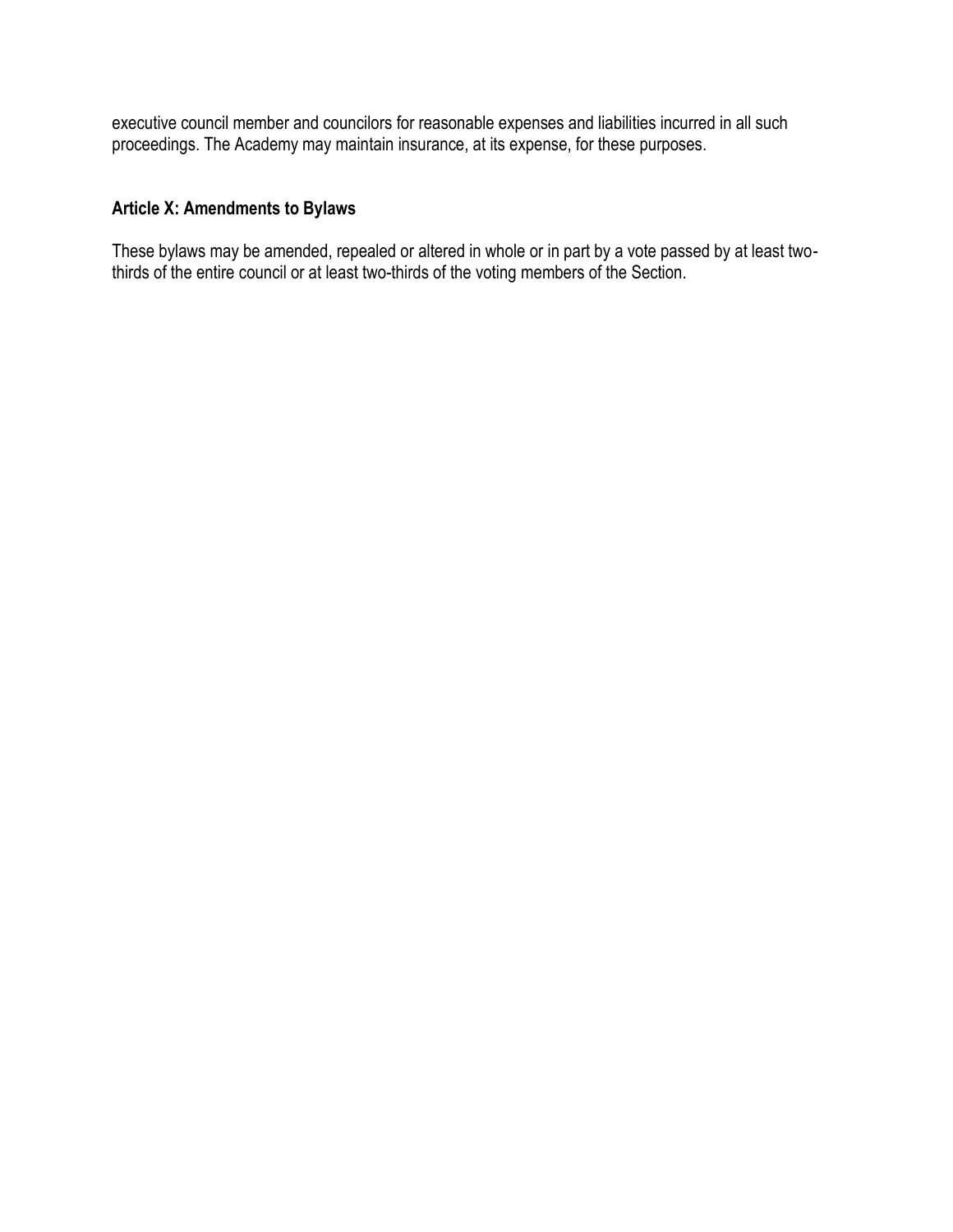executive council member and councilors for reasonable expenses and liabilities incurred in all such proceedings. The Academy may maintain insurance, at its expense, for these purposes.

### Article X: Amendments to Bylaws

These bylaws may be amended, repealed or altered in whole or in part by a vote passed by at least two-thirds of the entire council or at least two-thirds of the voting members of the Section.